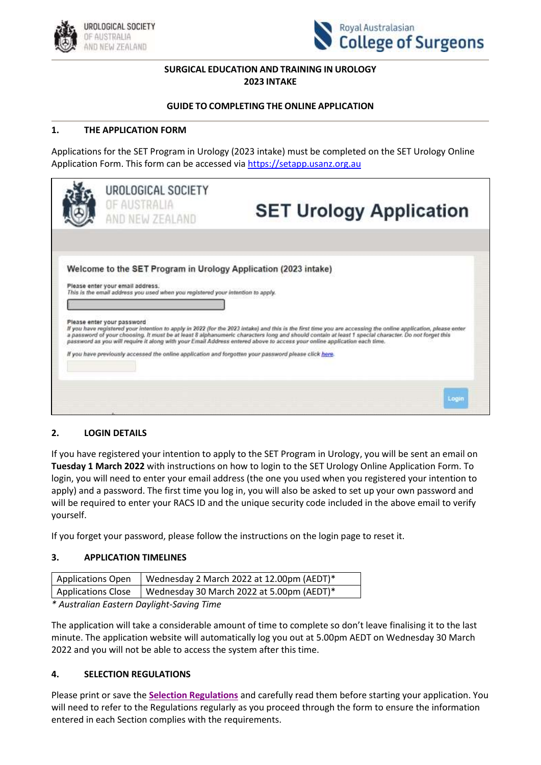**SURGICAL EDUCATION AND TRAINING IN UROLOGY**
**2023 INTAKE**

**GUIDE TO COMPLETING THE ONLINE APPLICATION**

## 1. THE APPLICATION FORM

Applications for the SET Program in Urology (2023 intake) must be completed on the SET Urology Online Application Form. This form can be accessed via [https://setapp.usanz.org.au](https://setapp.usanz.org.au)

UROLOGICAL SOCIETY OF AUSTRALIA AND NEW ZEALAND

**SET Urology Application**

**Welcome to the SET Program in Urology Application (2023 intake)**

Please enter your email address.
*This is the email address you used when you registered your intention to apply.*

Please enter your password
*If you have registered your intention to apply in 2022 (for the 2023 intake) and this is the first time you are accessing the online application, please enter a password of your choosing. It must be at least 8 alphanumeric characters long and should contain at least 1 special character. Do not forget this password as you will require it along with your Email Address entered above to access your online application each time.*

*If you have previously accessed the online application and forgotten your password please click here.*

Login

## 2. LOGIN DETAILS

If you have registered your intention to apply to the SET Program in Urology, you will be sent an email on **Tuesday 1 March 2022** with instructions on how to login to the SET Urology Online Application Form. To login, you will need to enter your email address (the one you used when you registered your intention to apply) and a password. The first time you log in, you will also be asked to set up your own password and will be required to enter your RACS ID and the unique security code included in the above email to verify yourself.

If you forget your password, please follow the instructions on the login page to reset it.

## 3. APPLICATION TIMELINES

| Applications Open | Wednesday 2 March 2022 at 12.00pm (AEDT)* |
|---|---|
| Applications Close | Wednesday 30 March 2022 at 5.00pm (AEDT)* |

*\* Australian Eastern Daylight-Saving Time*

The application will take a considerable amount of time to complete so don't leave finalising it to the last minute. The application website will automatically log you out at 5.00pm AEDT on Wednesday 30 March 2022 and you will not be able to access the system after this time.

## 4. SELECTION REGULATIONS

Please print or save the **Selection Regulations** and carefully read them before starting your application. You will need to refer to the Regulations regularly as you proceed through the form to ensure the information entered in each Section complies with the requirements.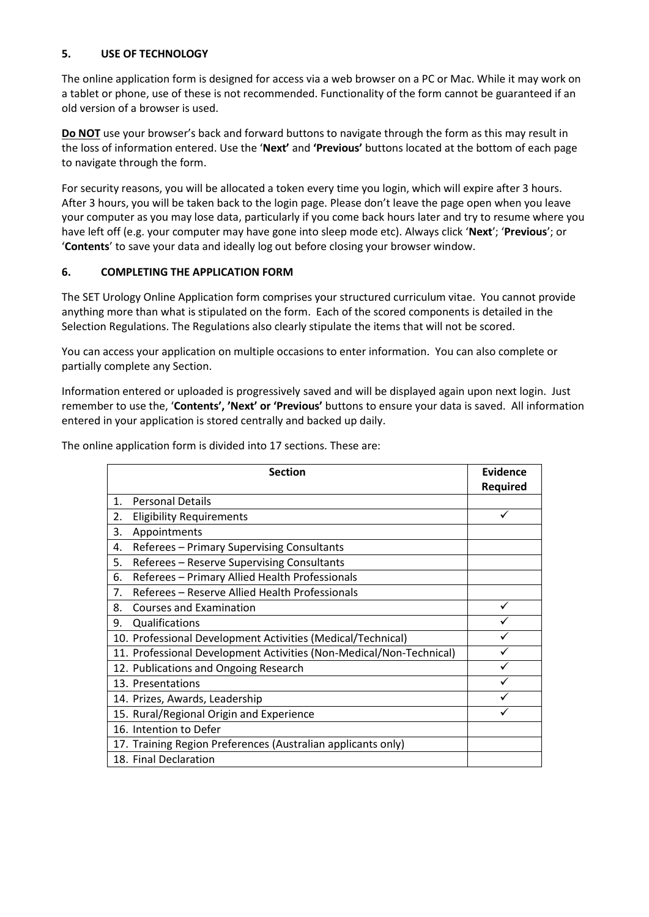## 5. USE OF TECHNOLOGY

The online application form is designed for access via a web browser on a PC or Mac. While it may work on a tablet or phone, use of these is not recommended. Functionality of the form cannot be guaranteed if an old version of a browser is used.

**Do NOT** use your browser's back and forward buttons to navigate through the form as this may result in the loss of information entered. Use the '**Next'** and **'Previous'** buttons located at the bottom of each page to navigate through the form.

For security reasons, you will be allocated a token every time you login, which will expire after 3 hours. After 3 hours, you will be taken back to the login page. Please don't leave the page open when you leave your computer as you may lose data, particularly if you come back hours later and try to resume where you have left off (e.g. your computer may have gone into sleep mode etc). Always click '**Next**'; '**Previous**'; or '**Contents**' to save your data and ideally log out before closing your browser window.

## 6. COMPLETING THE APPLICATION FORM

The SET Urology Online Application form comprises your structured curriculum vitae. You cannot provide anything more than what is stipulated on the form. Each of the scored components is detailed in the Selection Regulations. The Regulations also clearly stipulate the items that will not be scored.

You can access your application on multiple occasions to enter information. You can also complete or partially complete any Section.

Information entered or uploaded is progressively saved and will be displayed again upon next login. Just remember to use the, '**Contents', 'Next' or 'Previous'** buttons to ensure your data is saved. All information entered in your application is stored centrally and backed up daily.

The online application form is divided into 17 sections. These are:

| Section | Evidence Required |
|---|---|
| 1. Personal Details | |
| 2. Eligibility Requirements | ✓ |
| 3. Appointments | |
| 4. Referees – Primary Supervising Consultants | |
| 5. Referees – Reserve Supervising Consultants | |
| 6. Referees – Primary Allied Health Professionals | |
| 7. Referees – Reserve Allied Health Professionals | |
| 8. Courses and Examination | ✓ |
| 9. Qualifications | ✓ |
| 10. Professional Development Activities (Medical/Technical) | ✓ |
| 11. Professional Development Activities (Non-Medical/Non-Technical) | ✓ |
| 12. Publications and Ongoing Research | ✓ |
| 13. Presentations | ✓ |
| 14. Prizes, Awards, Leadership | ✓ |
| 15. Rural/Regional Origin and Experience | ✓ |
| 16. Intention to Defer | |
| 17. Training Region Preferences (Australian applicants only) | |
| 18. Final Declaration | |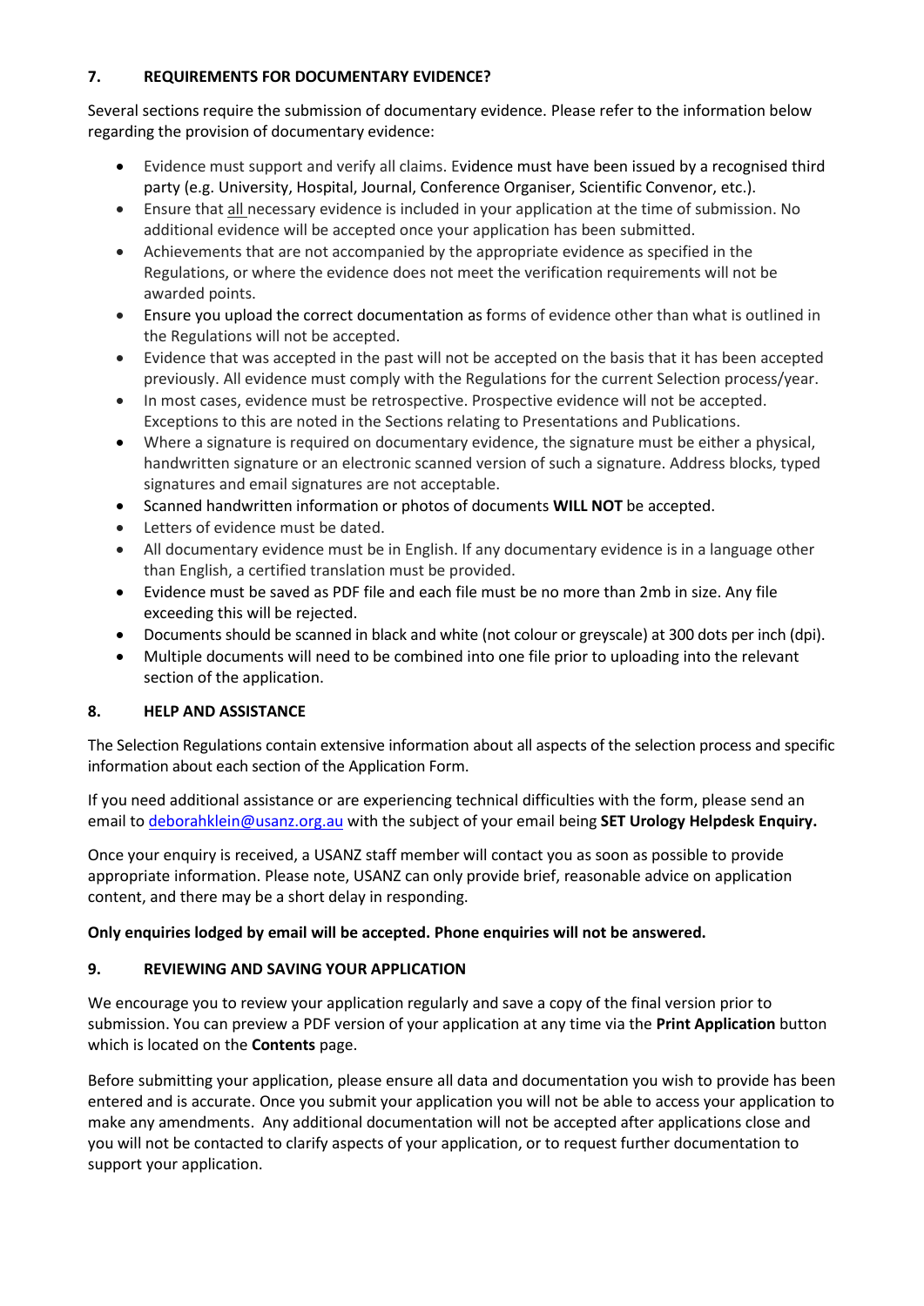## 7. REQUIREMENTS FOR DOCUMENTARY EVIDENCE?

Several sections require the submission of documentary evidence. Please refer to the information below regarding the provision of documentary evidence:

- Evidence must support and verify all claims. Evidence must have been issued by a recognised third party (e.g. University, Hospital, Journal, Conference Organiser, Scientific Convenor, etc.).
- Ensure that all necessary evidence is included in your application at the time of submission. No additional evidence will be accepted once your application has been submitted.
- Achievements that are not accompanied by the appropriate evidence as specified in the Regulations, or where the evidence does not meet the verification requirements will not be awarded points.
- Ensure you upload the correct documentation as forms of evidence other than what is outlined in the Regulations will not be accepted.
- Evidence that was accepted in the past will not be accepted on the basis that it has been accepted previously. All evidence must comply with the Regulations for the current Selection process/year.
- In most cases, evidence must be retrospective. Prospective evidence will not be accepted. Exceptions to this are noted in the Sections relating to Presentations and Publications.
- Where a signature is required on documentary evidence, the signature must be either a physical, handwritten signature or an electronic scanned version of such a signature. Address blocks, typed signatures and email signatures are not acceptable.
- Scanned handwritten information or photos of documents **WILL NOT** be accepted.
- Letters of evidence must be dated.
- All documentary evidence must be in English. If any documentary evidence is in a language other than English, a certified translation must be provided.
- Evidence must be saved as PDF file and each file must be no more than 2mb in size. Any file exceeding this will be rejected.
- Documents should be scanned in black and white (not colour or greyscale) at 300 dots per inch (dpi).
- Multiple documents will need to be combined into one file prior to uploading into the relevant section of the application.

## 8. HELP AND ASSISTANCE

The Selection Regulations contain extensive information about all aspects of the selection process and specific information about each section of the Application Form.

If you need additional assistance or are experiencing technical difficulties with the form, please send an email to deborahklein@usanz.org.au with the subject of your email being **SET Urology Helpdesk Enquiry.**

Once your enquiry is received, a USANZ staff member will contact you as soon as possible to provide appropriate information. Please note, USANZ can only provide brief, reasonable advice on application content, and there may be a short delay in responding.

**Only enquiries lodged by email will be accepted. Phone enquiries will not be answered.**

## 9. REVIEWING AND SAVING YOUR APPLICATION

We encourage you to review your application regularly and save a copy of the final version prior to submission. You can preview a PDF version of your application at any time via the **Print Application** button which is located on the **Contents** page.

Before submitting your application, please ensure all data and documentation you wish to provide has been entered and is accurate. Once you submit your application you will not be able to access your application to make any amendments. Any additional documentation will not be accepted after applications close and you will not be contacted to clarify aspects of your application, or to request further documentation to support your application.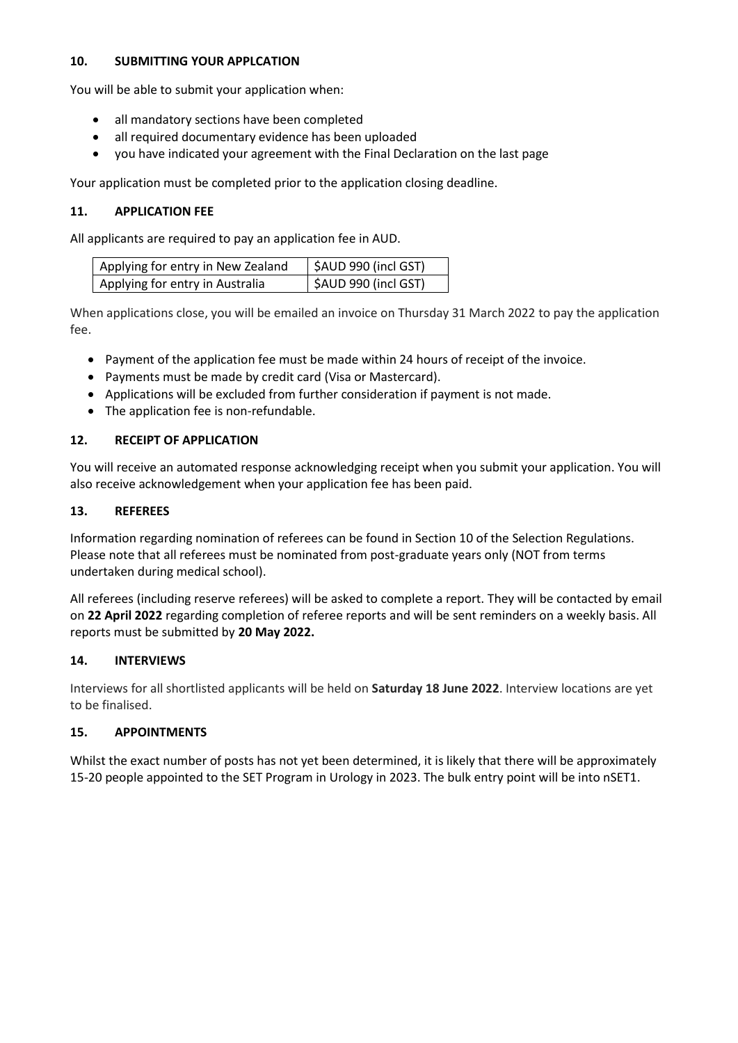## 10. SUBMITTING YOUR APPLCATION

You will be able to submit your application when:

- all mandatory sections have been completed
- all required documentary evidence has been uploaded
- you have indicated your agreement with the Final Declaration on the last page

Your application must be completed prior to the application closing deadline.

## 11. APPLICATION FEE

All applicants are required to pay an application fee in AUD.

| | |
|---|---|
| Applying for entry in New Zealand | $AUD 990 (incl GST) |
| Applying for entry in Australia | $AUD 990 (incl GST) |

When applications close, you will be emailed an invoice on Thursday 31 March 2022 to pay the application fee.

- Payment of the application fee must be made within 24 hours of receipt of the invoice.
- Payments must be made by credit card (Visa or Mastercard).
- Applications will be excluded from further consideration if payment is not made.
- The application fee is non-refundable.

## 12. RECEIPT OF APPLICATION

You will receive an automated response acknowledging receipt when you submit your application. You will also receive acknowledgement when your application fee has been paid.

## 13. REFEREES

Information regarding nomination of referees can be found in Section 10 of the Selection Regulations. Please note that all referees must be nominated from post-graduate years only (NOT from terms undertaken during medical school).

All referees (including reserve referees) will be asked to complete a report. They will be contacted by email on **22 April 2022** regarding completion of referee reports and will be sent reminders on a weekly basis. All reports must be submitted by **20 May 2022.**

## 14. INTERVIEWS

Interviews for all shortlisted applicants will be held on **Saturday 18 June 2022**. Interview locations are yet to be finalised.

## 15. APPOINTMENTS

Whilst the exact number of posts has not yet been determined, it is likely that there will be approximately 15-20 people appointed to the SET Program in Urology in 2023. The bulk entry point will be into nSET1.